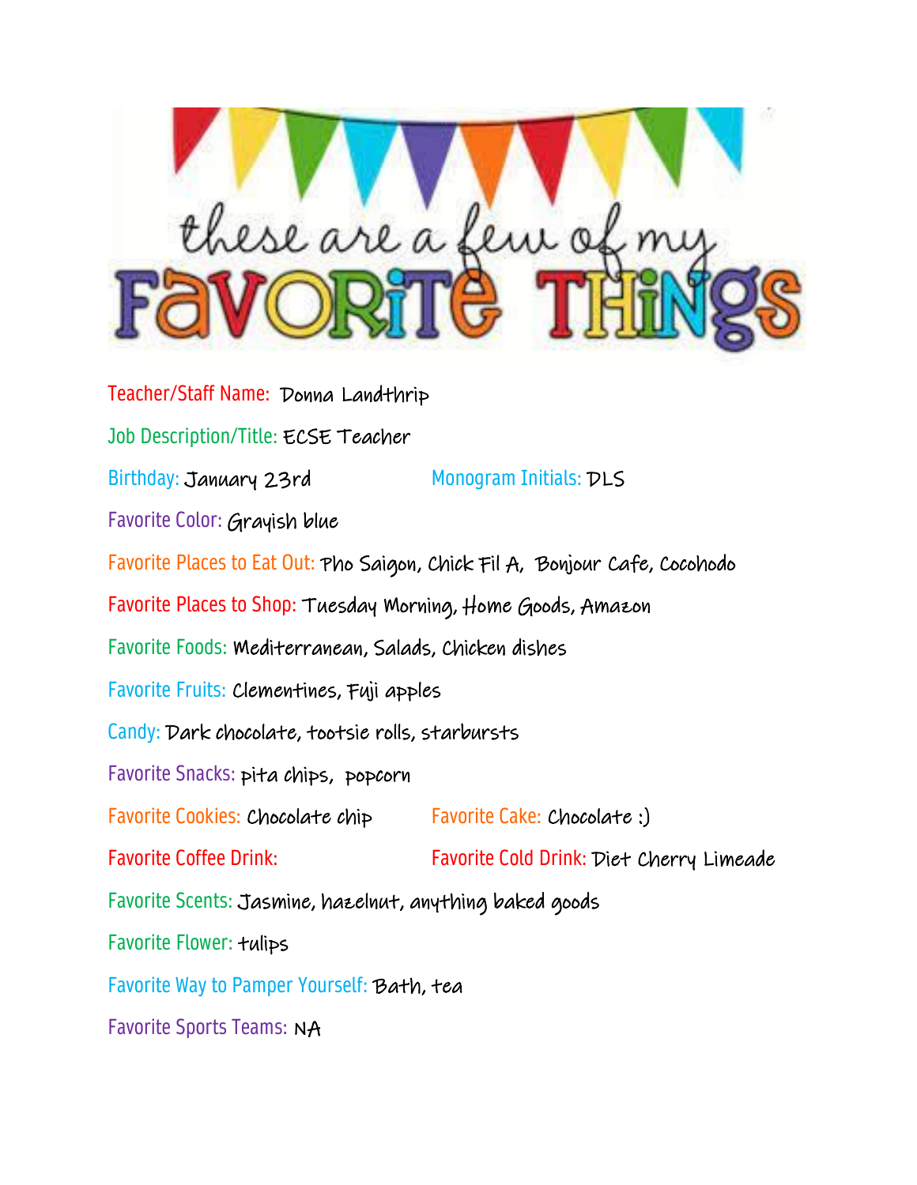# these are a few of my FAVORITE THINGS

Teacher/Staff Name: Donna Landthrip

Job Description/Title: ECSE Teacher

Birthday: January 23rd

Monogram Initials: DLS

Favorite Color: Grayish blue

Favorite Places to Eat Out: Pho Saigon, Chick Fil A, Bonjour Cafe, Cocohodo

Favorite Places to Shop: Tuesday Morning, Home Goods, Amazon

Favorite Foods: Mediterranean, Salads, Chicken dishes

Favorite Fruits: Clementines, Fuji apples

Candy: Dark chocolate, tootsie rolls, starbursts

Favorite Snacks: pita chips, popcorn

Favorite Cookies: Chocolate chip

Favorite Cake: Chocolate :)

Favorite Coffee Drink:

Favorite Cold Drink: Diet Cherry Limeade

Favorite Scents: Jasmine, hazelnut, anything baked goods

Favorite Flower: tulips

Favorite Way to Pamper Yourself: Bath, tea

Favorite Sports Teams: NA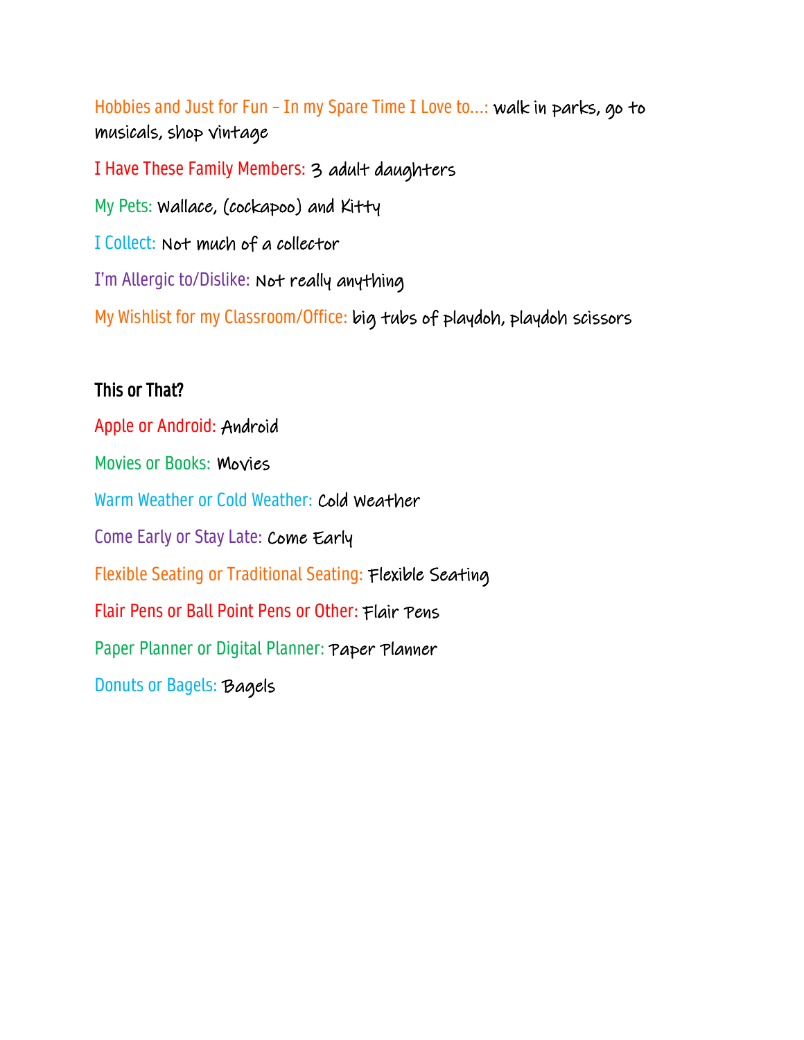Hobbies and Just for Fun – In my Spare Time I Love to…: walk in parks, go to musicals, shop vintage

I Have These Family Members: 3 adult daughters

My Pets: Wallace, (cockapoo) and Kitty

I Collect: Not much of a collector

I'm Allergic to/Dislike: Not really anything

My Wishlist for my Classroom/Office: big tubs of playdoh, playdoh scissors

**This or That?**

Apple or Android: Android

Movies or Books: Movies

Warm Weather or Cold Weather: Cold Weather

Come Early or Stay Late: Come Early

Flexible Seating or Traditional Seating: Flexible Seating

Flair Pens or Ball Point Pens or Other: Flair Pens

Paper Planner or Digital Planner: Paper Planner

Donuts or Bagels: Bagels